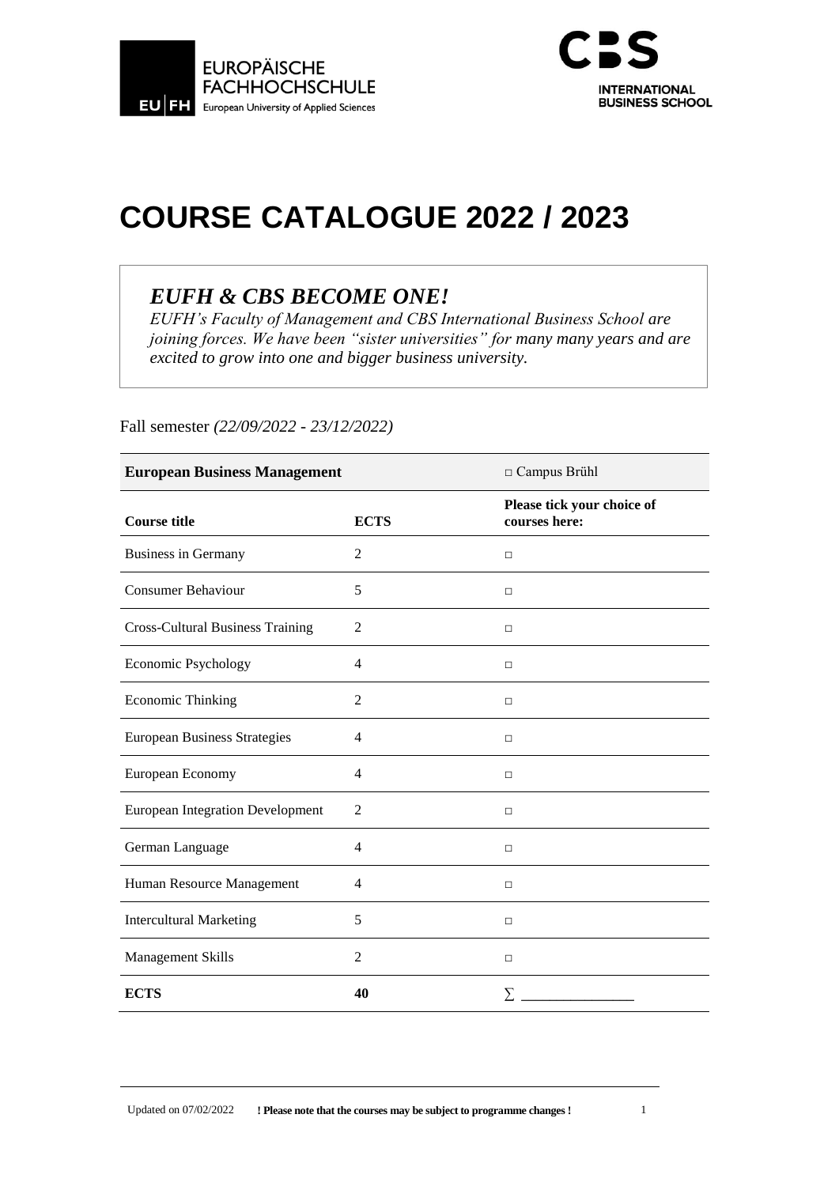EUROPÄISCHE FACHHOCHSCHULE
EU | FH European University of Applied Sciences

CBS INTERNATIONAL BUSINESS SCHOOL

# COURSE CATALOGUE 2022 / 2023

## *EUFH & CBS BECOME ONE!*

*EUFH's Faculty of Management and CBS International Business School are joining forces. We have been "sister universities" for many many years and are excited to grow into one and bigger business university.*

Fall semester *(22/09/2022 - 23/12/2022)*

| **European Business Management** | | □ Campus Brühl |
|---|---|---|
| **Course title** | **ECTS** | **Please tick your choice of courses here:** |
| Business in Germany | 2 | □ |
| Consumer Behaviour | 5 | □ |
| Cross-Cultural Business Training | 2 | □ |
| Economic Psychology | 4 | □ |
| Economic Thinking | 2 | □ |
| European Business Strategies | 4 | □ |
| European Economy | 4 | □ |
| European Integration Development | 2 | □ |
| German Language | 4 | □ |
| Human Resource Management | 4 | □ |
| Intercultural Marketing | 5 | □ |
| Management Skills | 2 | □ |
| **ECTS** | **40** | ∑ _______________ |

Updated on 07/02/2022 **! Please note that the courses may be subject to programme changes !**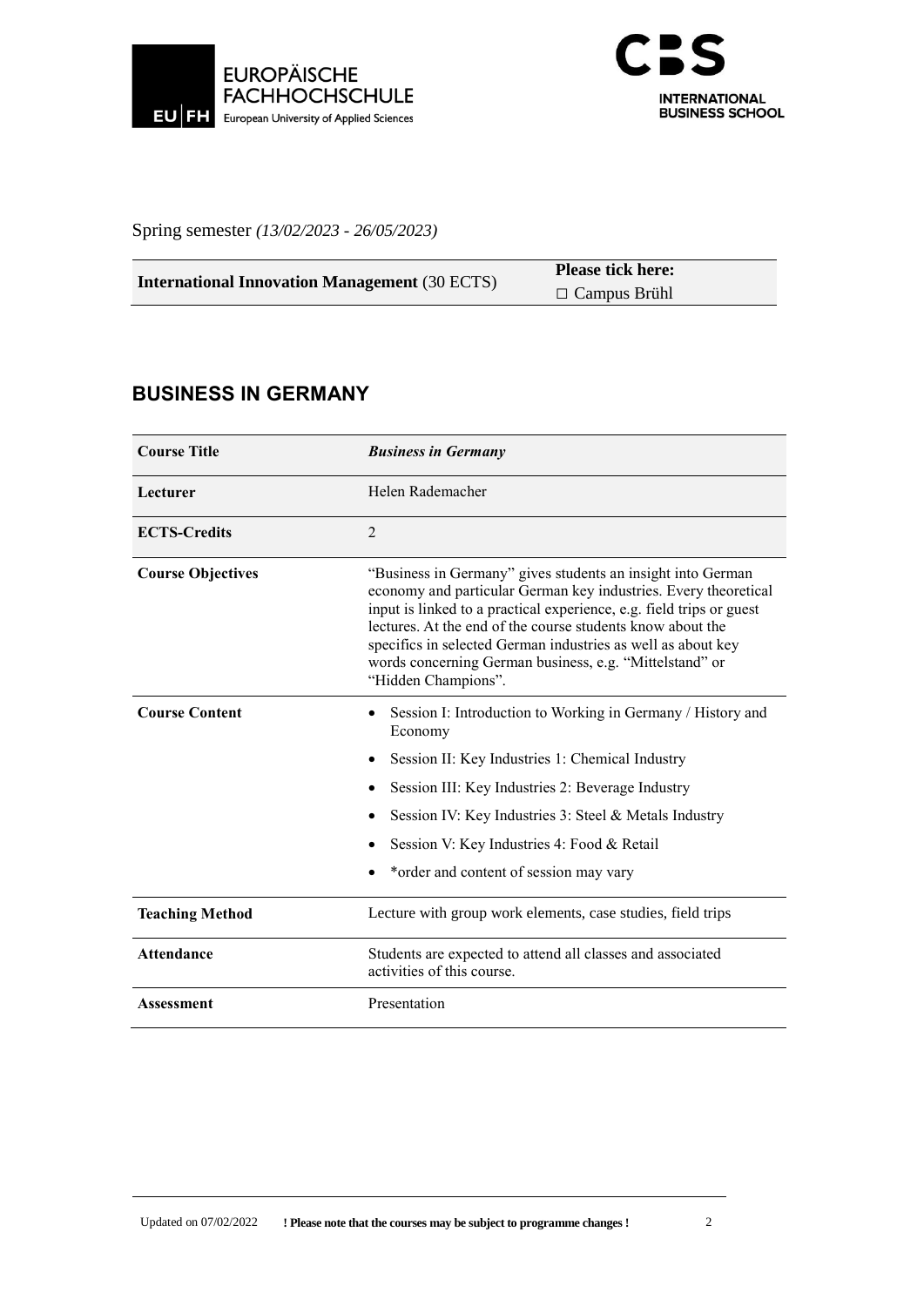Spring semester *(13/02/2023 - 26/05/2023)*

| **International Innovation Management** (30 ECTS) | **Please tick here:** ☐ Campus Brühl |
|---|---|

## BUSINESS IN GERMANY

| **Course Title** | ***Business in Germany*** |
|---|---|
| **Lecturer** | Helen Rademacher |
| **ECTS-Credits** | 2 |
| **Course Objectives** | "Business in Germany" gives students an insight into German economy and particular German key industries. Every theoretical input is linked to a practical experience, e.g. field trips or guest lectures. At the end of the course students know about the specifics in selected German industries as well as about key words concerning German business, e.g. "Mittelstand" or "Hidden Champions". |
| **Course Content** | • Session I: Introduction to Working in Germany / History and Economy<br>• Session II: Key Industries 1: Chemical Industry<br>• Session III: Key Industries 2: Beverage Industry<br>• Session IV: Key Industries 3: Steel & Metals Industry<br>• Session V: Key Industries 4: Food & Retail<br>• *order and content of session may vary |
| **Teaching Method** | Lecture with group work elements, case studies, field trips |
| **Attendance** | Students are expected to attend all classes and associated activities of this course. |
| **Assessment** | Presentation |

Updated on 07/02/2022 **! Please note that the courses may be subject to programme changes !**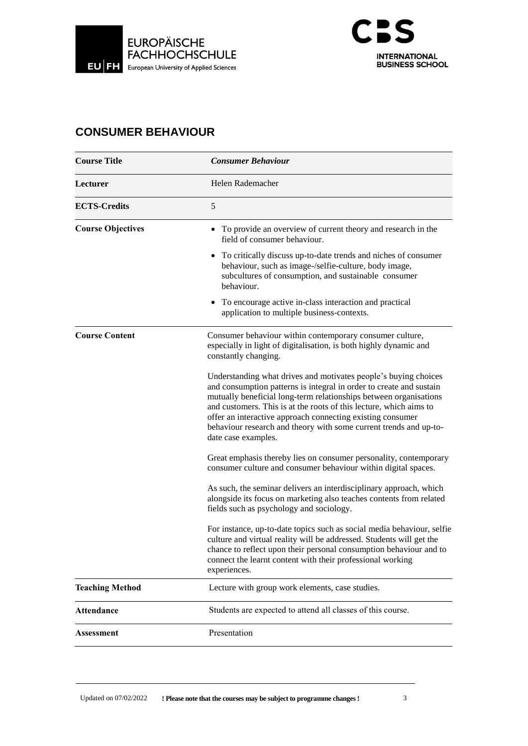## CONSUMER BEHAVIOUR

| | |
|---|---|
| **Course Title** | ***Consumer Behaviour*** |
| **Lecturer** | Helen Rademacher |
| **ECTS-Credits** | 5 |
| **Course Objectives** | • To provide an overview of current theory and research in the field of consumer behaviour.<br>• To critically discuss up-to-date trends and niches of consumer behaviour, such as image-/selfie-culture, body image, subcultures of consumption, and sustainable consumer behaviour.<br>• To encourage active in-class interaction and practical application to multiple business-contexts. |
| **Course Content** | Consumer behaviour within contemporary consumer culture, especially in light of digitalisation, is both highly dynamic and constantly changing.<br><br>Understanding what drives and motivates people's buying choices and consumption patterns is integral in order to create and sustain mutually beneficial long-term relationships between organisations and customers. This is at the roots of this lecture, which aims to offer an interactive approach connecting existing consumer behaviour research and theory with some current trends and up-to-date case examples.<br><br>Great emphasis thereby lies on consumer personality, contemporary consumer culture and consumer behaviour within digital spaces.<br><br>As such, the seminar delivers an interdisciplinary approach, which alongside its focus on marketing also teaches contents from related fields such as psychology and sociology.<br><br>For instance, up-to-date topics such as social media behaviour, selfie culture and virtual reality will be addressed. Students will get the chance to reflect upon their personal consumption behaviour and to connect the learnt content with their professional working experiences. |
| **Teaching Method** | Lecture with group work elements, case studies. |
| **Attendance** | Students are expected to attend all classes of this course. |
| **Assessment** | Presentation |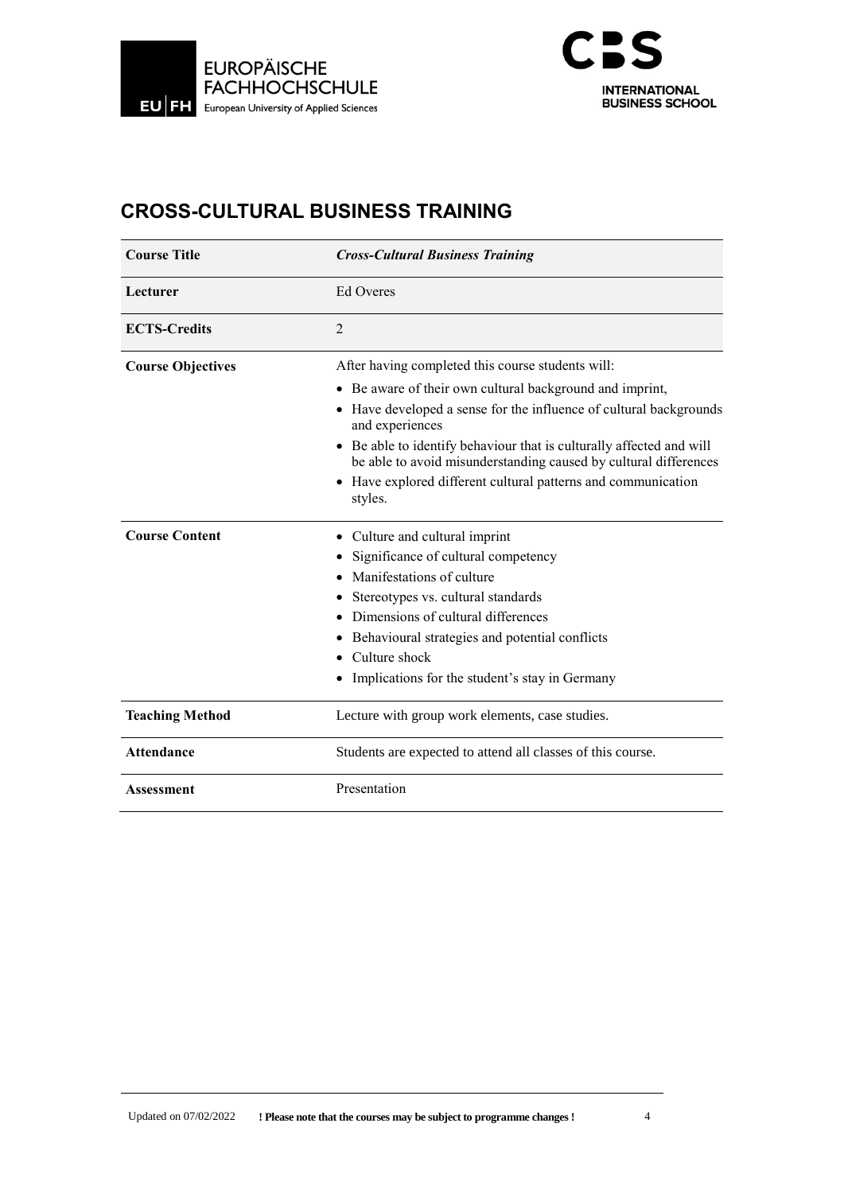## CROSS-CULTURAL BUSINESS TRAINING

| **Course Title** | ***Cross-Cultural Business Training*** |
|---|---|
| **Lecturer** | Ed Overes |
| **ECTS-Credits** | 2 |
| **Course Objectives** | After having completed this course students will:<br>• Be aware of their own cultural background and imprint,<br>• Have developed a sense for the influence of cultural backgrounds and experiences<br>• Be able to identify behaviour that is culturally affected and will be able to avoid misunderstanding caused by cultural differences<br>• Have explored different cultural patterns and communication styles. |
| **Course Content** | • Culture and cultural imprint<br>• Significance of cultural competency<br>• Manifestations of culture<br>• Stereotypes vs. cultural standards<br>• Dimensions of cultural differences<br>• Behavioural strategies and potential conflicts<br>• Culture shock<br>• Implications for the student's stay in Germany |
| **Teaching Method** | Lecture with group work elements, case studies. |
| **Attendance** | Students are expected to attend all classes of this course. |
| **Assessment** | Presentation |

Updated on 07/02/2022 **! Please note that the courses may be subject to programme changes !**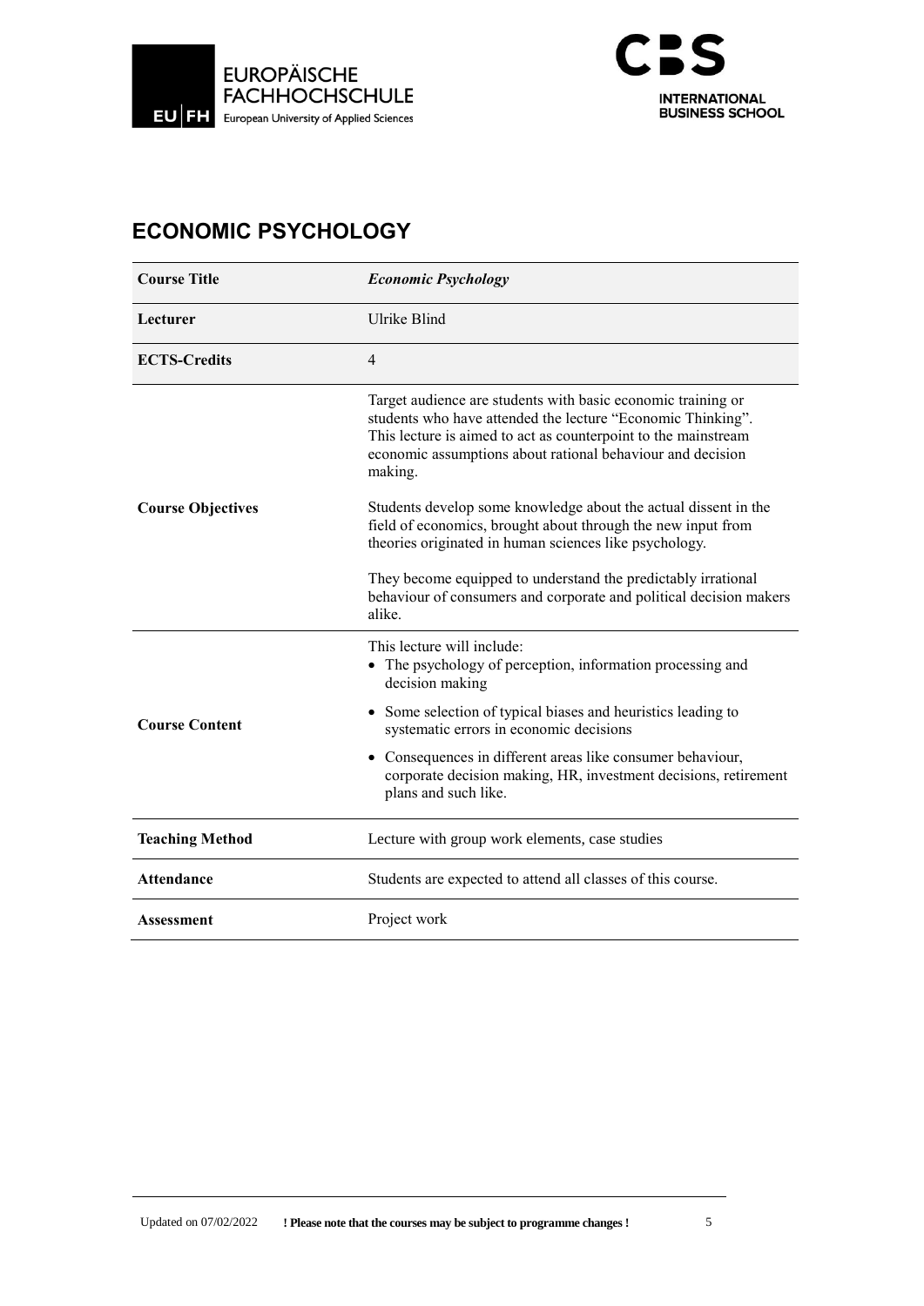## ECONOMIC PSYCHOLOGY

| Course Title | *Economic Psychology* |
|---|---|
| Lecturer | Ulrike Blind |
| ECTS-Credits | 4 |
| Course Objectives | Target audience are students with basic economic training or students who have attended the lecture “Economic Thinking”. This lecture is aimed to act as counterpoint to the mainstream economic assumptions about rational behaviour and decision making.<br><br>Students develop some knowledge about the actual dissent in the field of economics, brought about through the new input from theories originated in human sciences like psychology.<br><br>They become equipped to understand the predictably irrational behaviour of consumers and corporate and political decision makers alike. |
| Course Content | This lecture will include:<br>• The psychology of perception, information processing and decision making<br>• Some selection of typical biases and heuristics leading to systematic errors in economic decisions<br>• Consequences in different areas like consumer behaviour, corporate decision making, HR, investment decisions, retirement plans and such like. |
| Teaching Method | Lecture with group work elements, case studies |
| Attendance | Students are expected to attend all classes of this course. |
| Assessment | Project work |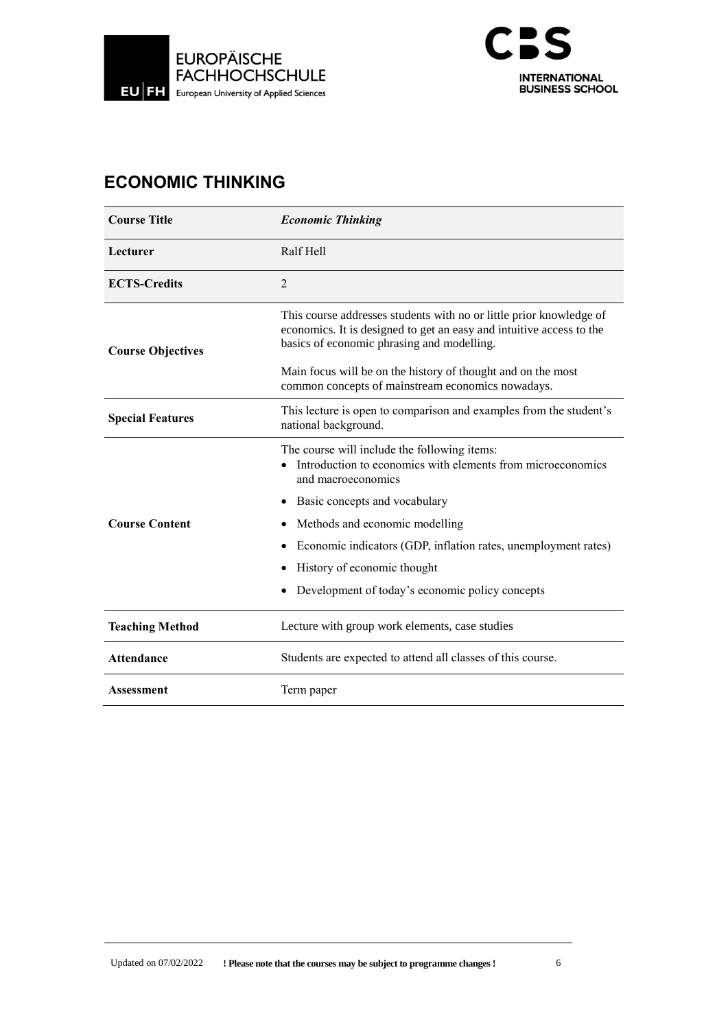## ECONOMIC THINKING

| Course Title | *Economic Thinking* |
|---|---|
| **Lecturer** | Ralf Hell |
| **ECTS-Credits** | 2 |
| **Course Objectives** | This course addresses students with no or little prior knowledge of economics. It is designed to get an easy and intuitive access to the basics of economic phrasing and modelling.<br><br>Main focus will be on the history of thought and on the most common concepts of mainstream economics nowadays. |
| **Special Features** | This lecture is open to comparison and examples from the student's national background. |
| **Course Content** | The course will include the following items:<br>• Introduction to economics with elements from microeconomics and macroeconomics<br>• Basic concepts and vocabulary<br>• Methods and economic modelling<br>• Economic indicators (GDP, inflation rates, unemployment rates)<br>• History of economic thought<br>• Development of today's economic policy concepts |
| **Teaching Method** | Lecture with group work elements, case studies |
| **Attendance** | Students are expected to attend all classes of this course. |
| **Assessment** | Term paper |

Updated on 07/02/2022 **! Please note that the courses may be subject to programme changes !**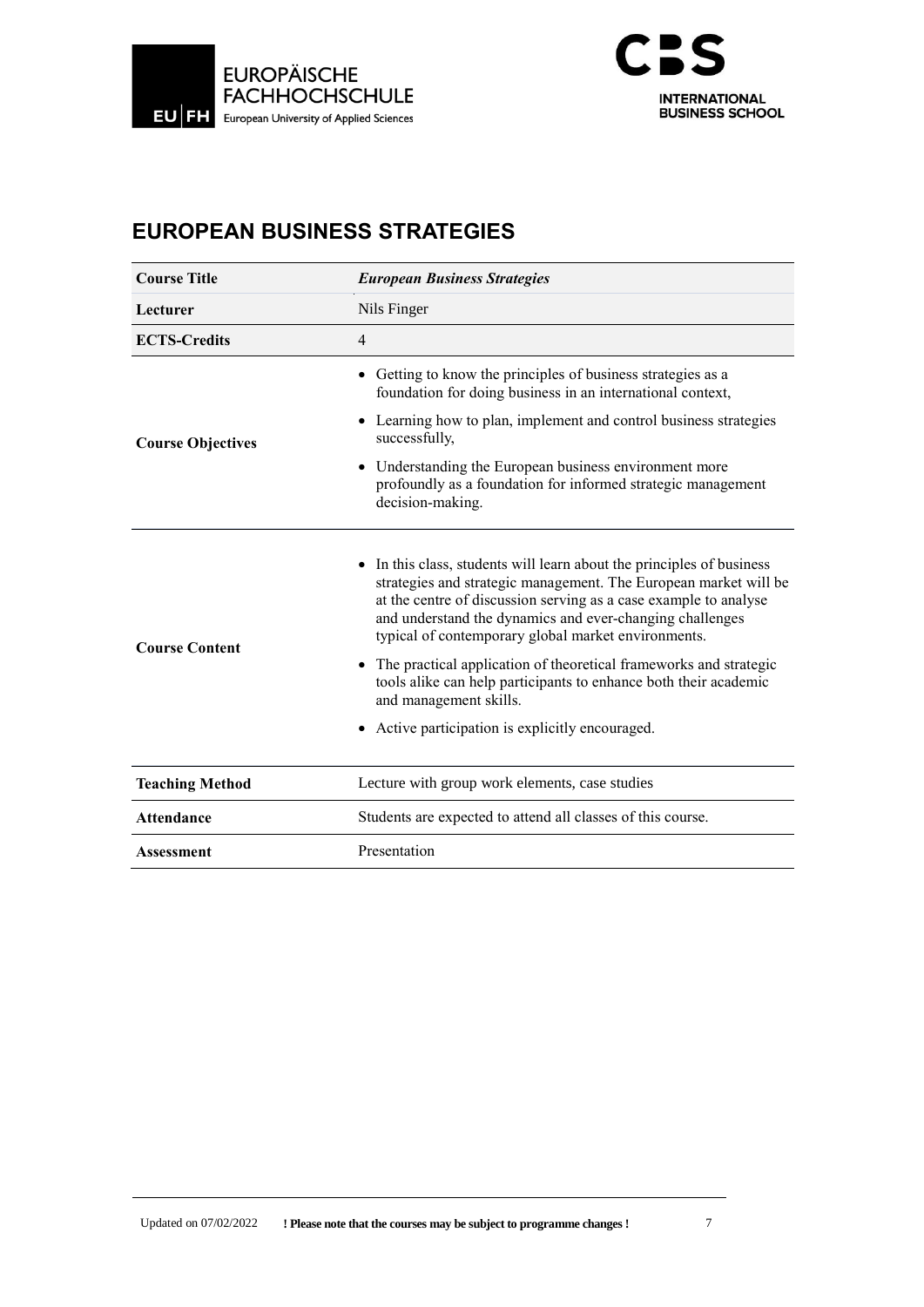## EUROPEAN BUSINESS STRATEGIES

| **Course Title** | ***European Business Strategies*** |
|---|---|
| **Lecturer** | Nils Finger |
| **ECTS-Credits** | 4 |
| **Course Objectives** | • Getting to know the principles of business strategies as a foundation for doing business in an international context,<br>• Learning how to plan, implement and control business strategies successfully,<br>• Understanding the European business environment more profoundly as a foundation for informed strategic management decision-making. |
| **Course Content** | • In this class, students will learn about the principles of business strategies and strategic management. The European market will be at the centre of discussion serving as a case example to analyse and understand the dynamics and ever-changing challenges typical of contemporary global market environments.<br>• The practical application of theoretical frameworks and strategic tools alike can help participants to enhance both their academic and management skills.<br>• Active participation is explicitly encouraged. |
| **Teaching Method** | Lecture with group work elements, case studies |
| **Attendance** | Students are expected to attend all classes of this course. |
| **Assessment** | Presentation |

Updated on 07/02/2022 **! Please note that the courses may be subject to programme changes !**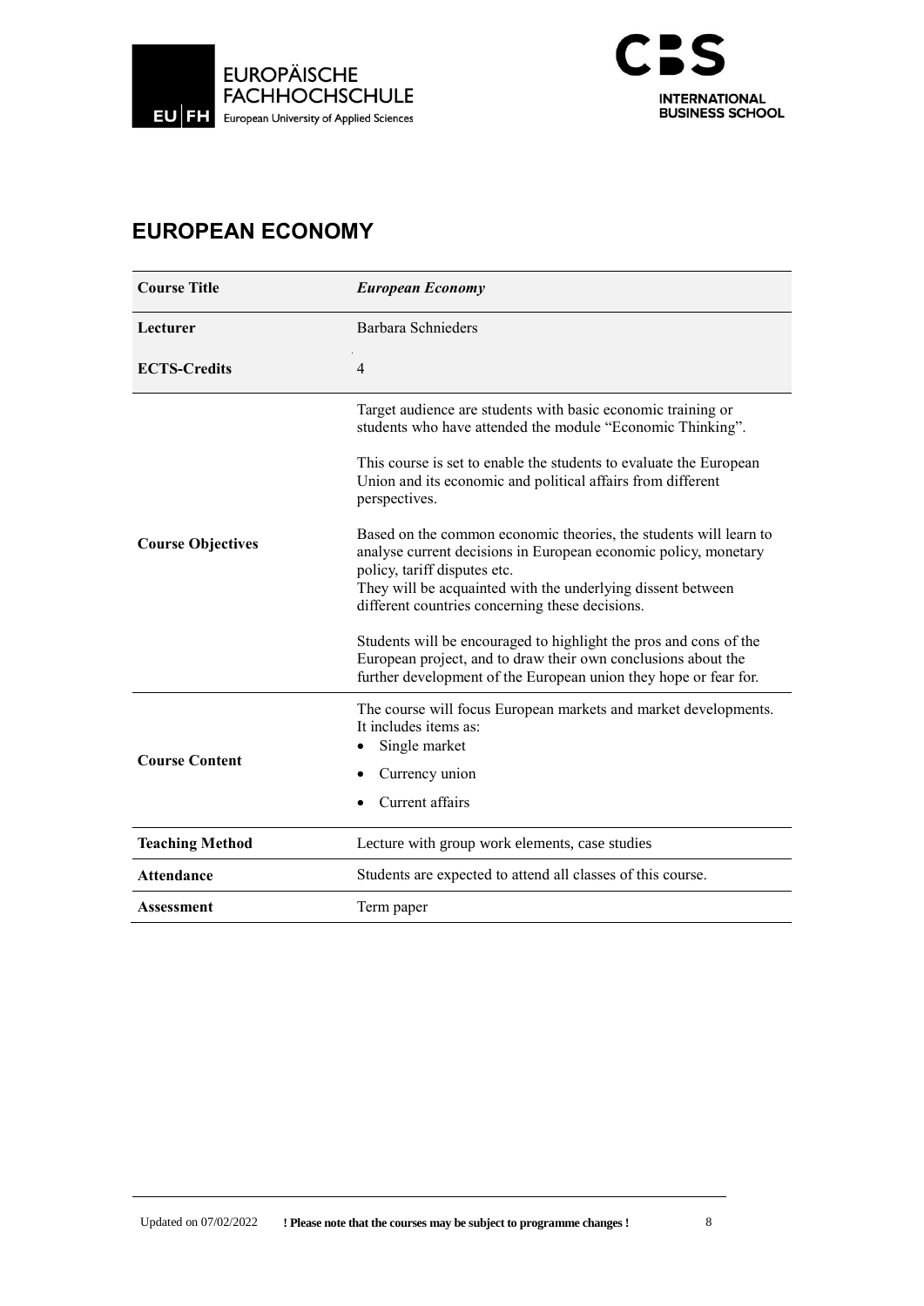# EUROPEAN ECONOMY

| Course Title | *European Economy* |
|---|---|
| Lecturer | Barbara Schnieders |
| ECTS-Credits | 4 |
| Course Objectives | Target audience are students with basic economic training or students who have attended the module "Economic Thinking".<br><br>This course is set to enable the students to evaluate the European Union and its economic and political affairs from different perspectives.<br><br>Based on the common economic theories, the students will learn to analyse current decisions in European economic policy, monetary policy, tariff disputes etc.<br>They will be acquainted with the underlying dissent between different countries concerning these decisions.<br><br>Students will be encouraged to highlight the pros and cons of the European project, and to draw their own conclusions about the further development of the European union they hope or fear for. |
| Course Content | The course will focus European markets and market developments. It includes items as:<br>• Single market<br>• Currency union<br>• Current affairs |
| Teaching Method | Lecture with group work elements, case studies |
| Attendance | Students are expected to attend all classes of this course. |
| Assessment | Term paper |

Updated on 07/02/2022 **! Please note that the courses may be subject to programme changes !**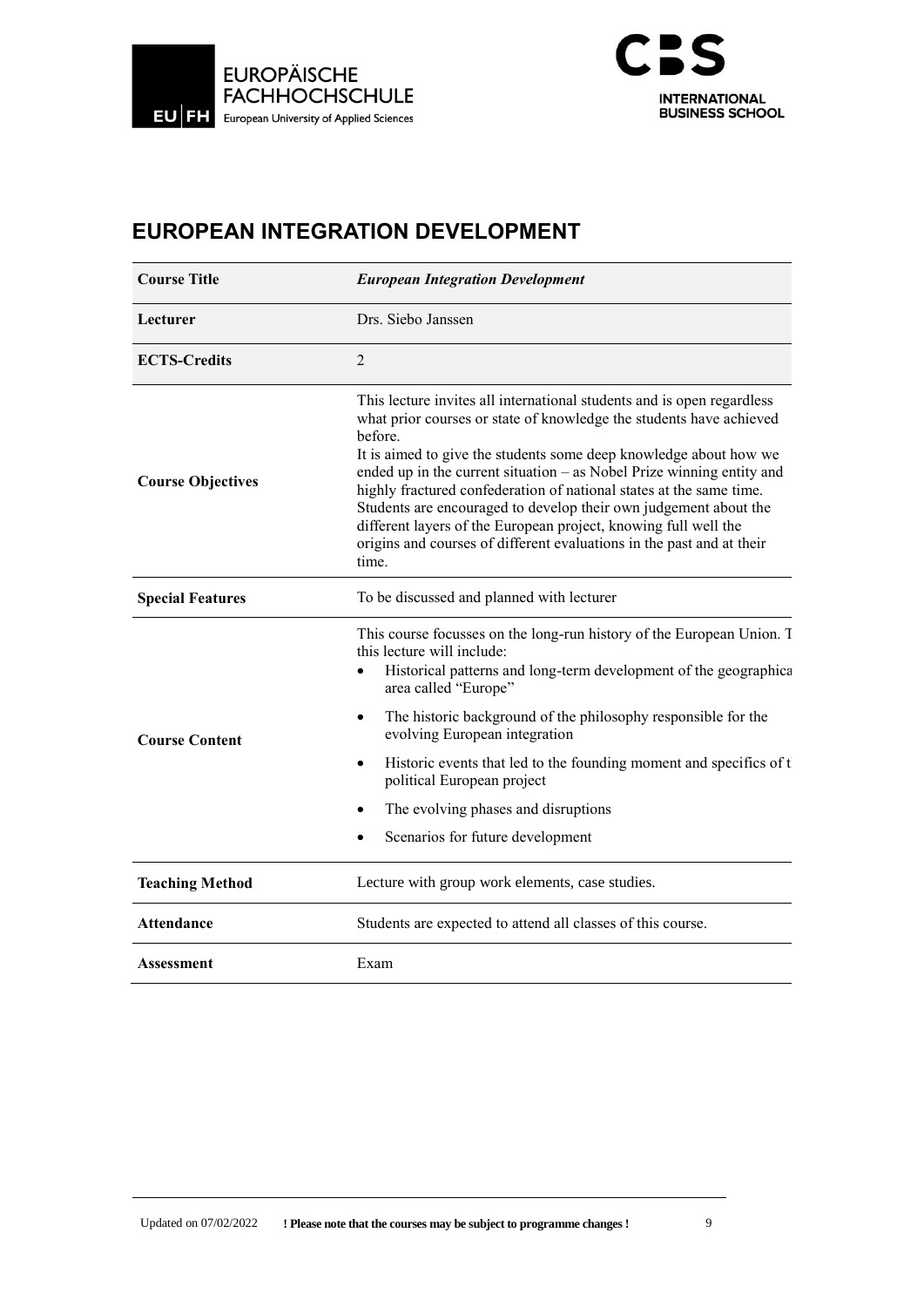## EUROPEAN INTEGRATION DEVELOPMENT

| **Course Title** | ***European Integration Development*** |
|---|---|
| **Lecturer** | Drs. Siebo Janssen |
| **ECTS-Credits** | 2 |
| **Course Objectives** | This lecture invites all international students and is open regardless what prior courses or state of knowledge the students have achieved before.<br>It is aimed to give the students some deep knowledge about how we ended up in the current situation – as Nobel Prize winning entity and highly fractured confederation of national states at the same time. Students are encouraged to develop their own judgement about the different layers of the European project, knowing full well the origins and courses of different evaluations in the past and at their time. |
| **Special Features** | To be discussed and planned with lecturer |
| **Course Content** | This course focusses on the long-run history of the European Union. T this lecture will include:<br>• Historical patterns and long-term development of the geographica area called "Europe"<br>• The historic background of the philosophy responsible for the evolving European integration<br>• Historic events that led to the founding moment and specifics of t political European project<br>• The evolving phases and disruptions<br>• Scenarios for future development |
| **Teaching Method** | Lecture with group work elements, case studies. |
| **Attendance** | Students are expected to attend all classes of this course. |
| **Assessment** | Exam |

Updated on 07/02/2022 **! Please note that the courses may be subject to programme changes !**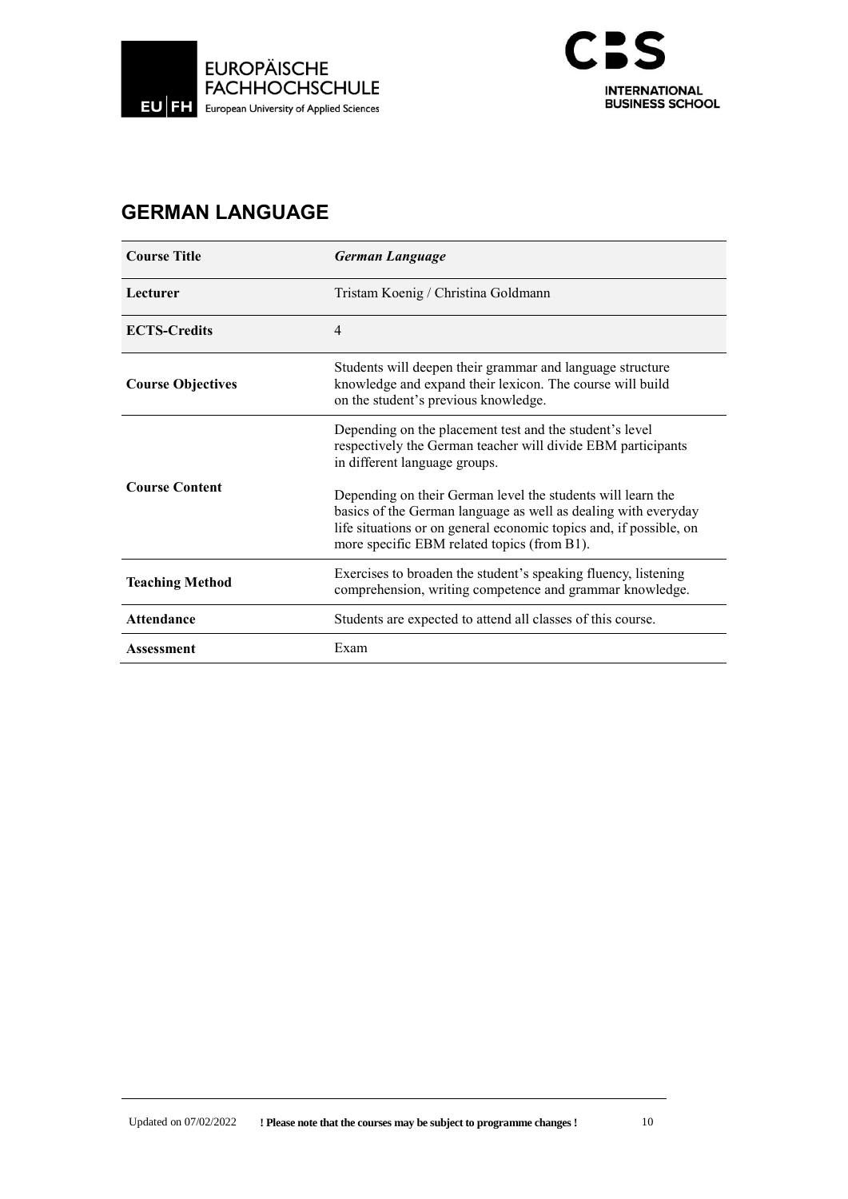## GERMAN LANGUAGE

| **Course Title** | ***German Language*** |
|---|---|
| **Lecturer** | Tristam Koenig / Christina Goldmann |
| **ECTS-Credits** | 4 |
| **Course Objectives** | Students will deepen their grammar and language structure knowledge and expand their lexicon. The course will build on the student's previous knowledge. |
| **Course Content** | Depending on the placement test and the student's level respectively the German teacher will divide EBM participants in different language groups.<br><br>Depending on their German level the students will learn the basics of the German language as well as dealing with everyday life situations or on general economic topics and, if possible, on more specific EBM related topics (from B1). |
| **Teaching Method** | Exercises to broaden the student's speaking fluency, listening comprehension, writing competence and grammar knowledge. |
| **Attendance** | Students are expected to attend all classes of this course. |
| **Assessment** | Exam |

Updated on 07/02/2022 **! Please note that the courses may be subject to programme changes !**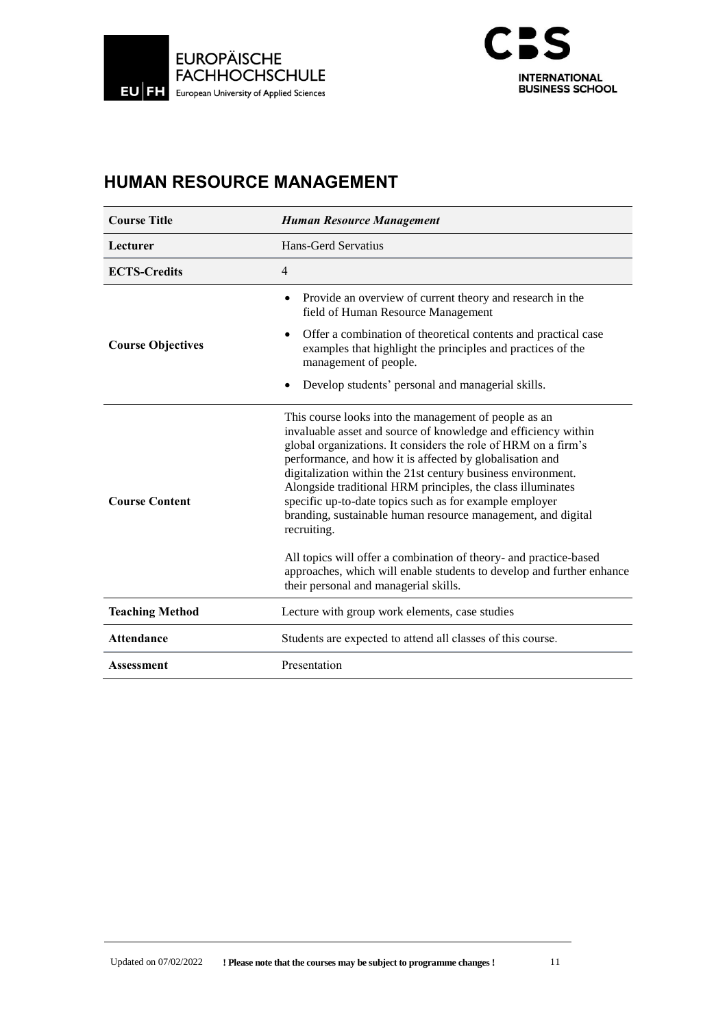## HUMAN RESOURCE MANAGEMENT

| **Course Title** | ***Human Resource Management*** |
|---|---|
| **Lecturer** | Hans-Gerd Servatius |
| **ECTS-Credits** | 4 |
| **Course Objectives** | • Provide an overview of current theory and research in the field of Human Resource Management<br>• Offer a combination of theoretical contents and practical case examples that highlight the principles and practices of the management of people.<br>• Develop students' personal and managerial skills. |
| **Course Content** | This course looks into the management of people as an invaluable asset and source of knowledge and efficiency within global organizations. It considers the role of HRM on a firm's performance, and how it is affected by globalisation and digitalization within the 21st century business environment. Alongside traditional HRM principles, the class illuminates specific up-to-date topics such as for example employer branding, sustainable human resource management, and digital recruiting.<br><br>All topics will offer a combination of theory- and practice-based approaches, which will enable students to develop and further enhance their personal and managerial skills. |
| **Teaching Method** | Lecture with group work elements, case studies |
| **Attendance** | Students are expected to attend all classes of this course. |
| **Assessment** | Presentation |

Updated on 07/02/2022 **! Please note that the courses may be subject to programme changes !**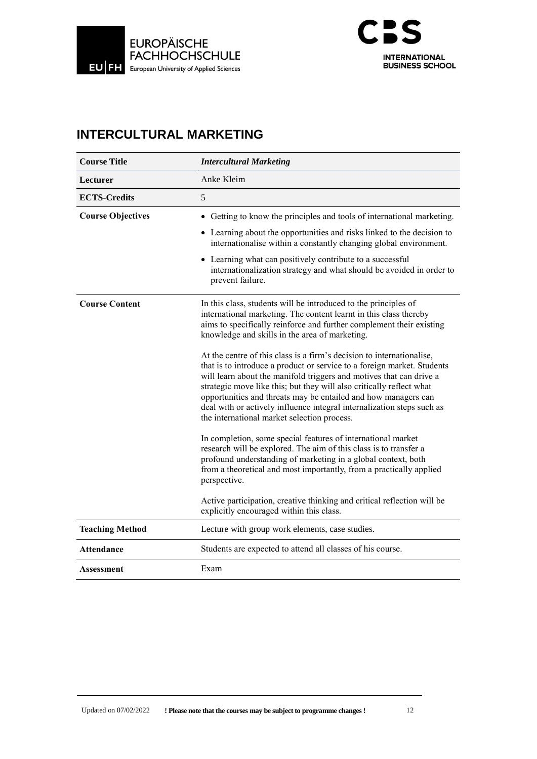## INTERCULTURAL MARKETING

| | |
|---|---|
| **Course Title** | ***Intercultural Marketing*** |
| **Lecturer** | Anke Kleim |
| **ECTS-Credits** | 5 |
| **Course Objectives** | • Getting to know the principles and tools of international marketing.<br>• Learning about the opportunities and risks linked to the decision to internationalise within a constantly changing global environment.<br>• Learning what can positively contribute to a successful internationalization strategy and what should be avoided in order to prevent failure. |
| **Course Content** | In this class, students will be introduced to the principles of international marketing. The content learnt in this class thereby aims to specifically reinforce and further complement their existing knowledge and skills in the area of marketing.<br><br>At the centre of this class is a firm's decision to internationalise, that is to introduce a product or service to a foreign market. Students will learn about the manifold triggers and motives that can drive a strategic move like this; but they will also critically reflect what opportunities and threats may be entailed and how managers can deal with or actively influence integral internalization steps such as the international market selection process.<br><br>In completion, some special features of international market research will be explored. The aim of this class is to transfer a profound understanding of marketing in a global context, both from a theoretical and most importantly, from a practically applied perspective.<br><br>Active participation, creative thinking and critical reflection will be explicitly encouraged within this class. |
| **Teaching Method** | Lecture with group work elements, case studies. |
| **Attendance** | Students are expected to attend all classes of his course. |
| **Assessment** | Exam |

Updated on 07/02/2022 **! Please note that the courses may be subject to programme changes !**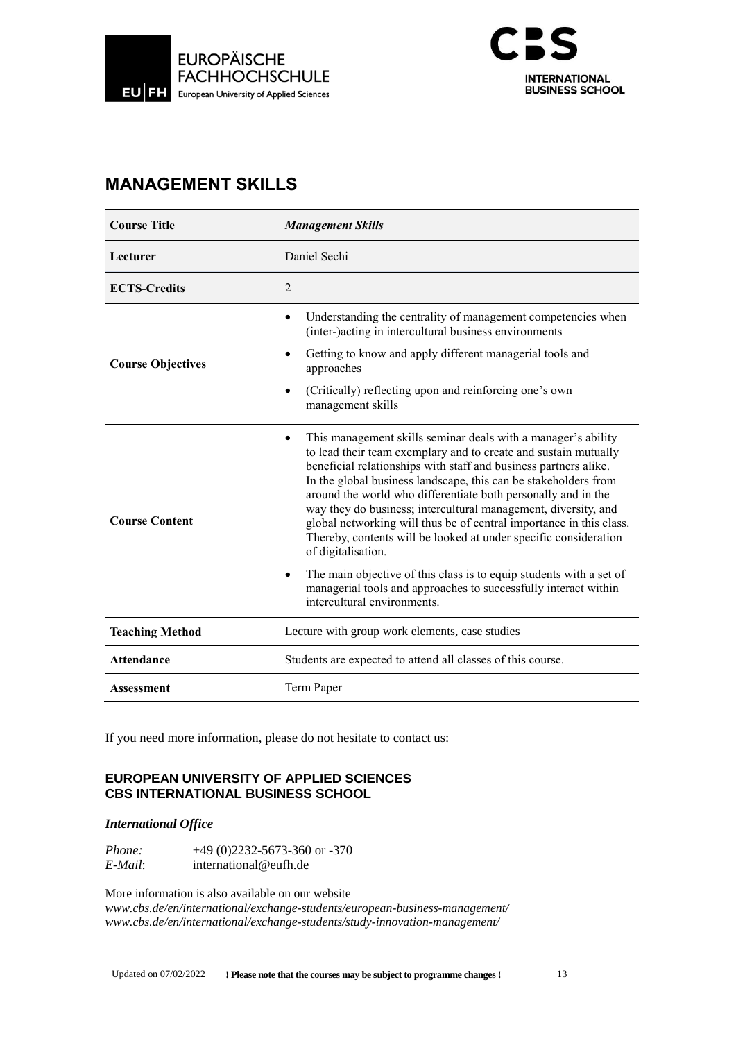# MANAGEMENT SKILLS

| | |
|---|---|
| **Course Title** | ***Management Skills*** |
| **Lecturer** | Daniel Sechi |
| **ECTS-Credits** | 2 |
| **Course Objectives** | • Understanding the centrality of management competencies when (inter-)acting in intercultural business environments<br>• Getting to know and apply different managerial tools and approaches<br>• (Critically) reflecting upon and reinforcing one's own management skills |
| **Course Content** | • This management skills seminar deals with a manager's ability to lead their team exemplary and to create and sustain mutually beneficial relationships with staff and business partners alike. In the global business landscape, this can be stakeholders from around the world who differentiate both personally and in the way they do business; intercultural management, diversity, and global networking will thus be of central importance in this class. Thereby, contents will be looked at under specific consideration of digitalisation.<br>• The main objective of this class is to equip students with a set of managerial tools and approaches to successfully interact within intercultural environments. |
| **Teaching Method** | Lecture with group work elements, case studies |
| **Attendance** | Students are expected to attend all classes of this course. |
| **Assessment** | Term Paper |

If you need more information, please do not hesitate to contact us:

**EUROPEAN UNIVERSITY OF APPLIED SCIENCES**
**CBS INTERNATIONAL BUSINESS SCHOOL**

***International Office***

*Phone:* +49 (0)2232-5673-360 or -370
*E-Mail*: international@eufh.de

More information is also available on our website
*www.cbs.de/en/international/exchange-students/european-business-management/*
*www.cbs.de/en/international/exchange-students/study-innovation-management/*

Updated on 07/02/2022 **! Please note that the courses may be subject to programme changes !**